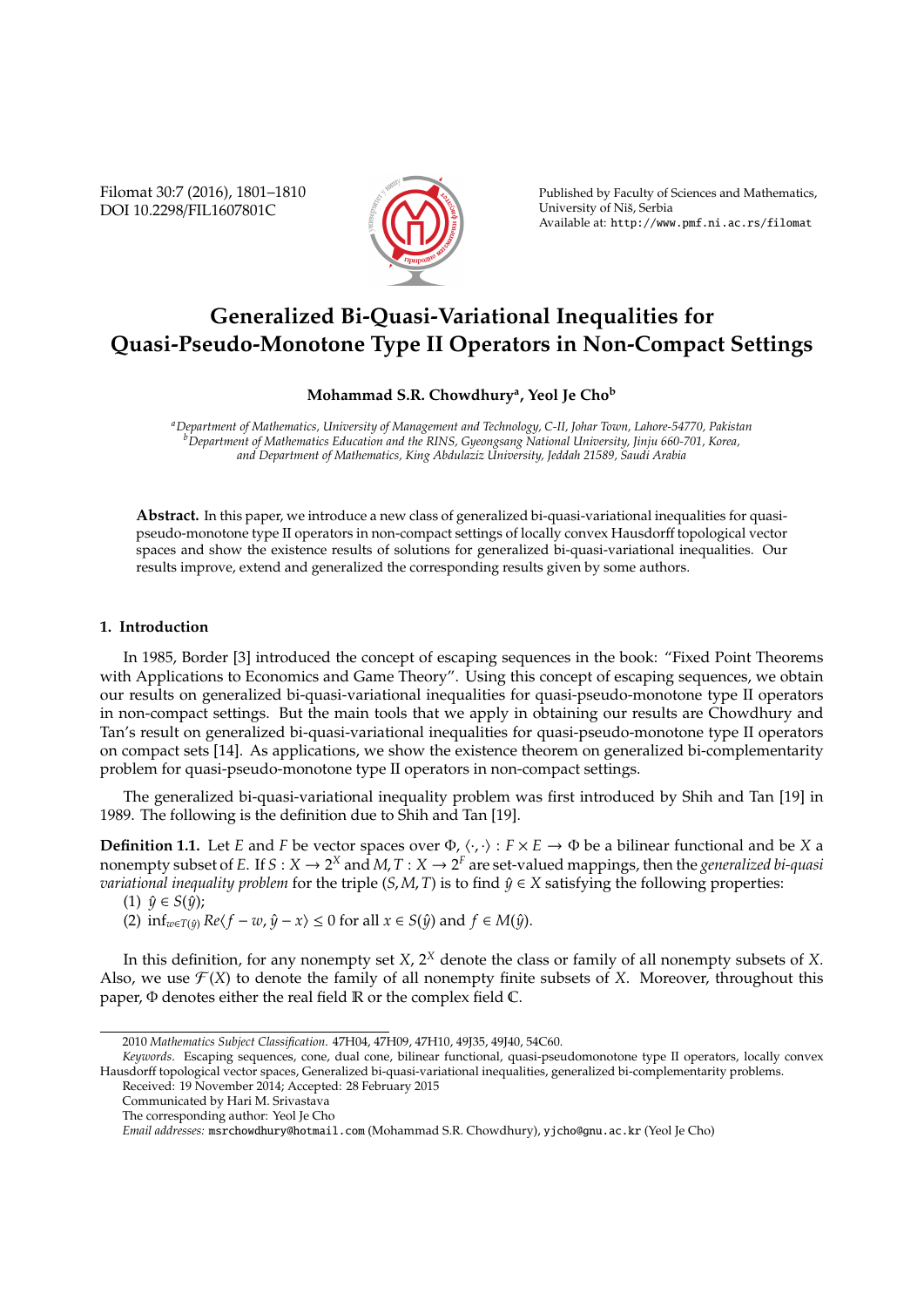# Generalized Bi-Quasi-Variational Inequalities for Quasi-Pseudo-Monotone Type II Operators in Non-Compact Settings

**Mohammad S.R. Chowdhury[a], Yeol Je Cho[b]**

[a] Department of Mathematics, University of Management and Technology, C-II, Johar Town, Lahore-54770, Pakistan
[b] Department of Mathematics Education and the RINS, Gyeongsang National University, Jinju 660-701, Korea, and Department of Mathematics, King Abdulaziz University, Jeddah 21589, Saudi Arabia

**Abstract.** In this paper, we introduce a new class of generalized bi-quasi-variational inequalities for quasi-pseudo-monotone type II operators in non-compact settings of locally convex Hausdorff topological vector spaces and show the existence results of solutions for generalized bi-quasi-variational inequalities. Our results improve, extend and generalized the corresponding results given by some authors.

## 1. Introduction

In 1985, Border [3] introduced the concept of escaping sequences in the book: "Fixed Point Theorems with Applications to Economics and Game Theory". Using this concept of escaping sequences, we obtain our results on generalized bi-quasi-variational inequalities for quasi-pseudo-monotone type II operators in non-compact settings. But the main tools that we apply in obtaining our results are Chowdhury and Tan's result on generalized bi-quasi-variational inequalities for quasi-pseudo-monotone type II operators on compact sets [14]. As applications, we show the existence theorem on generalized bi-complementarity problem for quasi-pseudo-monotone type II operators in non-compact settings.

The generalized bi-quasi-variational inequality problem was first introduced by Shih and Tan [19] in 1989. The following is the definition due to Shih and Tan [19].

**Definition 1.1.** Let $E$ and $F$ be vector spaces over $\Phi$, $\langle \cdot, \cdot \rangle : F \times E \to \Phi$ be a bilinear functional and be $X$ a nonempty subset of $E$. If $S : X \to 2^X$ and $M, T : X \to 2^F$ are set-valued mappings, then the *generalized bi-quasi variational inequality problem* for the triple $(S, M, T)$ is to find $\hat{y} \in X$ satisfying the following properties:

(1) $\hat{y} \in S(\hat{y})$;

(2) $\inf_{w \in T(\hat{y})} Re\langle f - w, \hat{y} - x \rangle \leq 0$ for all $x \in S(\hat{y})$ and $f \in M(\hat{y})$.

In this definition, for any nonempty set $X$, $2^X$ denote the class or family of all nonempty subsets of $X$. Also, we use $\mathcal{F}(X)$ to denote the family of all nonempty finite subsets of $X$. Moreover, throughout this paper, $\Phi$ denotes either the real field $\mathbb{R}$ or the complex field $\mathbb{C}$.

---

2010 *Mathematics Subject Classification*. 47H04, 47H09, 47H10, 49J35, 49J40, 54C60.

*Keywords*. Escaping sequences, cone, dual cone, bilinear functional, quasi-pseudomonotone type II operators, locally convex Hausdorff topological vector spaces, Generalized bi-quasi-variational inequalities, generalized bi-complementarity problems.

Received: 19 November 2014; Accepted: 28 February 2015

Communicated by Hari M. Srivastava

The corresponding author: Yeol Je Cho

*Email addresses:* msrchowdhury@hotmail.com (Mohammad S.R. Chowdhury), yjcho@gnu.ac.kr (Yeol Je Cho)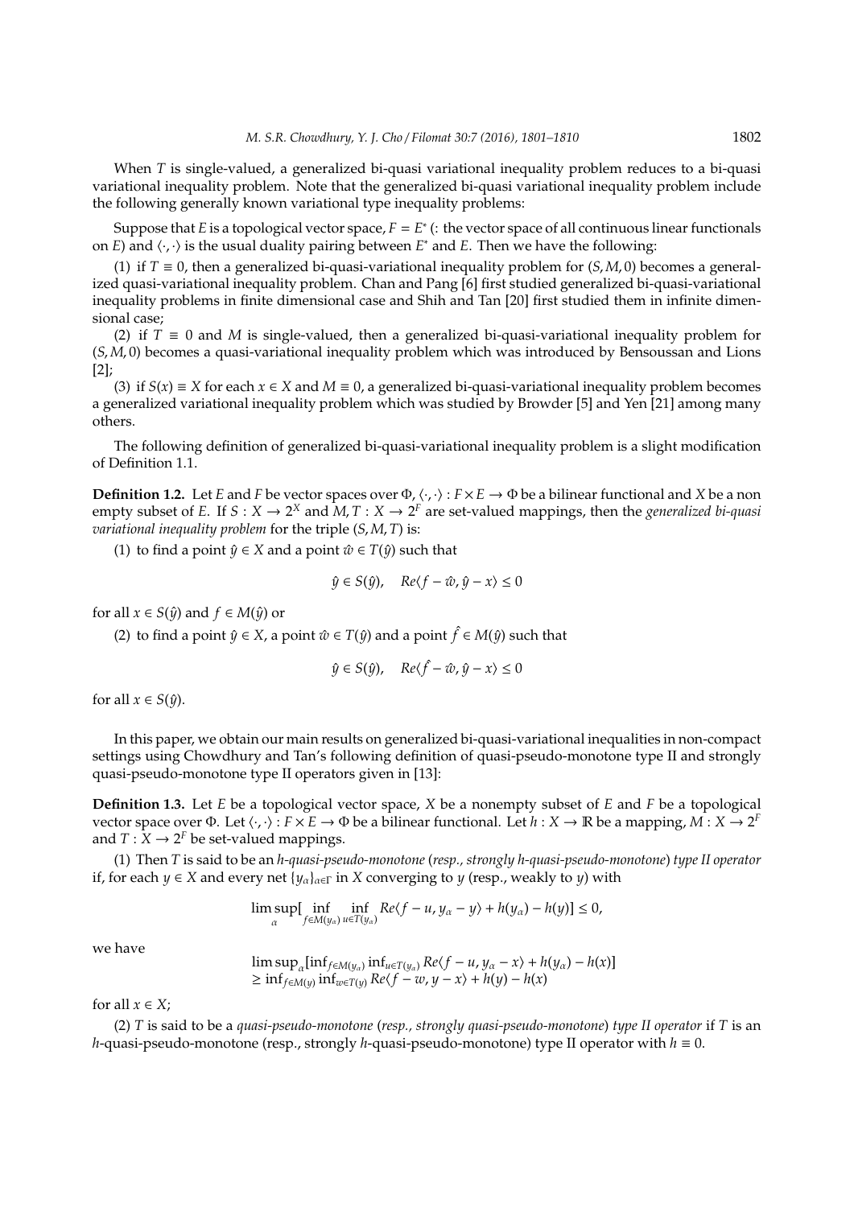When $T$ is single-valued, a generalized bi-quasi variational inequality problem reduces to a bi-quasi variational inequality problem. Note that the generalized bi-quasi variational inequality problem include the following generally known variational type inequality problems:

Suppose that $E$ is a topological vector space, $F = E^*$ (: the vector space of all continuous linear functionals on $E$) and $\langle \cdot, \cdot \rangle$ is the usual duality pairing between $E^*$ and $E$. Then we have the following:

(1) if $T \equiv 0$, then a generalized bi-quasi-variational inequality problem for $(S, M, 0)$ becomes a generalized quasi-variational inequality problem. Chan and Pang [6] first studied generalized bi-quasi-variational inequality problems in finite dimensional case and Shih and Tan [20] first studied them in infinite dimensional case;

(2) if $T \equiv 0$ and $M$ is single-valued, then a generalized bi-quasi-variational inequality problem for $(S, M, 0)$ becomes a quasi-variational inequality problem which was introduced by Bensoussan and Lions [2];

(3) if $S(x) \equiv X$ for each $x \in X$ and $M \equiv 0$, a generalized bi-quasi-variational inequality problem becomes a generalized variational inequality problem which was studied by Browder [5] and Yen [21] among many others.

The following definition of generalized bi-quasi-variational inequality problem is a slight modification of Definition 1.1.

**Definition 1.2.** Let $E$ and $F$ be vector spaces over $\Phi$, $\langle \cdot, \cdot \rangle : F \times E \to \Phi$ be a bilinear functional and $X$ be a non empty subset of $E$. If $S : X \to 2^X$ and $M, T : X \to 2^F$ are set-valued mappings, then the *generalized bi-quasi variational inequality problem* for the triple $(S, M, T)$ is:

(1) to find a point $\hat{y} \in X$ and a point $\hat{w} \in T(\hat{y})$ such that

$$\hat{y} \in S(\hat{y}), \quad Re\langle f - \hat{w}, \hat{y} - x \rangle \leq 0$$

for all $x \in S(\hat{y})$ and $f \in M(\hat{y})$ or

(2) to find a point $\hat{y} \in X$, a point $\hat{w} \in T(\hat{y})$ and a point $\hat{f} \in M(\hat{y})$ such that

$$\hat{y} \in S(\hat{y}), \quad Re\langle \hat{f} - \hat{w}, \hat{y} - x \rangle \leq 0$$

for all $x \in S(\hat{y})$.

In this paper, we obtain our main results on generalized bi-quasi-variational inequalities in non-compact settings using Chowdhury and Tan's following definition of quasi-pseudo-monotone type II and strongly quasi-pseudo-monotone type II operators given in [13]:

**Definition 1.3.** Let $E$ be a topological vector space, $X$ be a nonempty subset of $E$ and $F$ be a topological vector space over $\Phi$. Let $\langle \cdot, \cdot \rangle : F \times E \to \Phi$ be a bilinear functional. Let $h : X \to \mathbb{R}$ be a mapping, $M : X \to 2^F$ and $T : X \to 2^F$ be set-valued mappings.

(1) Then $T$ is said to be an *h-quasi-pseudo-monotone* (*resp., strongly h-quasi-pseudo-monotone*) *type II operator* if, for each $y \in X$ and every net $\{y_\alpha\}_{\alpha \in \Gamma}$ in $X$ converging to $y$ (resp., weakly to $y$) with

$$\limsup_{\alpha} [\inf_{f \in M(y_\alpha)} \inf_{u \in T(y_\alpha)} Re\langle f - u, y_\alpha - y \rangle + h(y_\alpha) - h(y)] \leq 0,$$

we have

$$\begin{aligned} &\limsup_{\alpha} [\inf_{f \in M(y_\alpha)} \inf_{u \in T(y_\alpha)} Re\langle f - u, y_\alpha - x \rangle + h(y_\alpha) - h(x)] \\ &\geq \inf_{f \in M(y)} \inf_{w \in T(y)} Re\langle f - w, y - x \rangle + h(y) - h(x) \end{aligned}$$

for all $x \in X$;

(2) $T$ is said to be a *quasi-pseudo-monotone* (*resp., strongly quasi-pseudo-monotone*) *type II operator* if $T$ is an $h$-quasi-pseudo-monotone (resp., strongly $h$-quasi-pseudo-monotone) type II operator with $h \equiv 0$.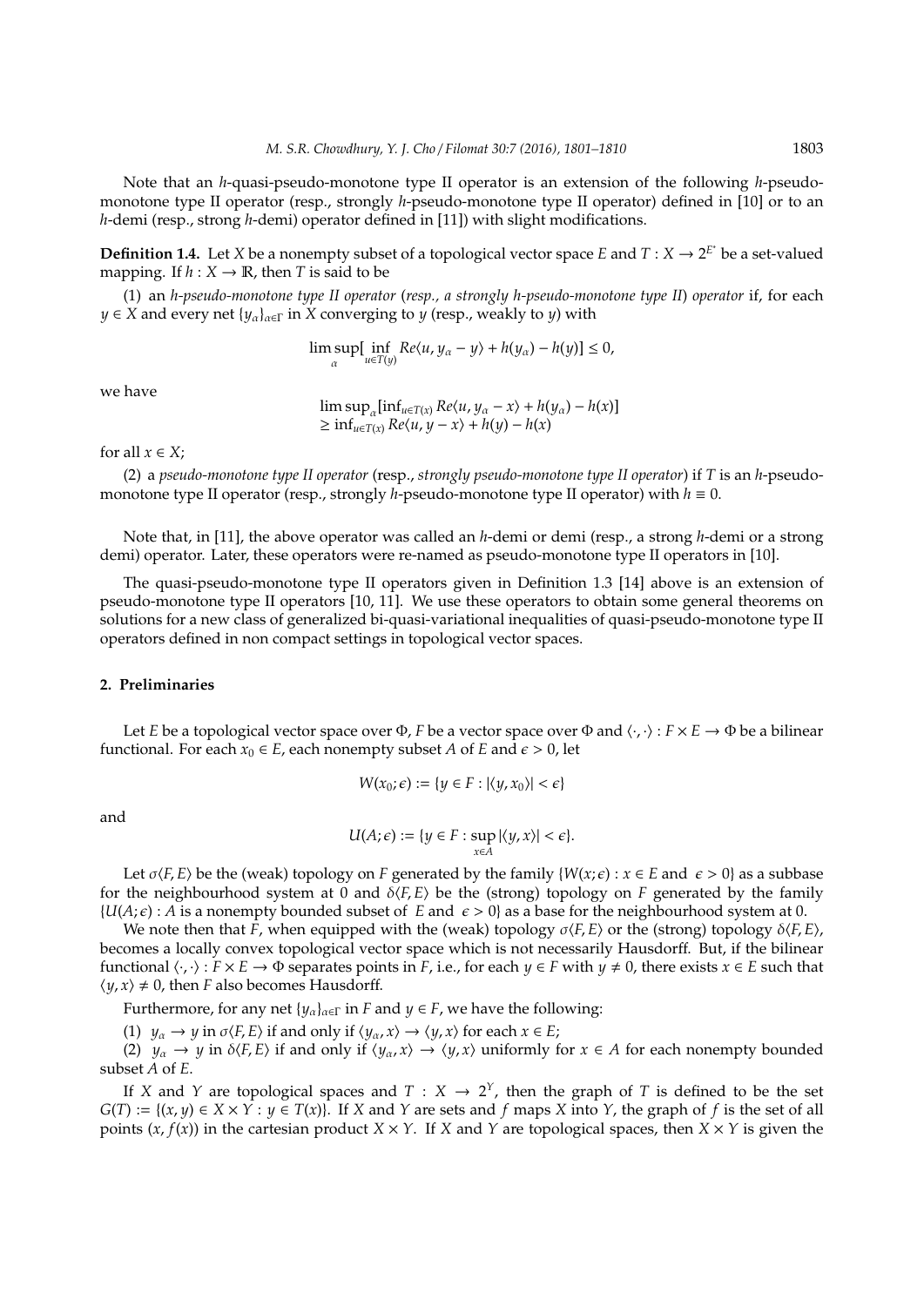Note that an $h$-quasi-pseudo-monotone type II operator is an extension of the following $h$-pseudo-monotone type II operator (resp., strongly $h$-pseudo-monotone type II operator) defined in [10] or to an $h$-demi (resp., strong $h$-demi) operator defined in [11]) with slight modifications.

**Definition 1.4.** Let $X$ be a nonempty subset of a topological vector space $E$ and $T : X \to 2^{E^*}$ be a set-valued mapping. If $h : X \to \mathbb{R}$, then $T$ is said to be

(1) an *$h$-pseudo-monotone type II operator* (*resp., a strongly $h$-pseudo-monotone type II*) *operator* if, for each $y \in X$ and every net $\{y_\alpha\}_{\alpha\in\Gamma}$ in $X$ converging to $y$ (resp., weakly to $y$) with

$$\limsup_{\alpha}[\inf_{u\in T(y)} Re\langle u, y_\alpha - y\rangle + h(y_\alpha) - h(y)] \leq 0,$$

we have

$$\begin{aligned}&\limsup_{\alpha}[\inf_{u\in T(x)} Re\langle u, y_\alpha - x\rangle + h(y_\alpha) - h(x)] \\ &\geq \inf_{u\in T(x)} Re\langle u, y - x\rangle + h(y) - h(x)\end{aligned}$$

for all $x \in X$;

(2) a *pseudo-monotone type II operator* (resp., *strongly pseudo-monotone type II operator*) if $T$ is an $h$-pseudo-monotone type II operator (resp., strongly $h$-pseudo-monotone type II operator) with $h \equiv 0$.

Note that, in [11], the above operator was called an $h$-demi or demi (resp., a strong $h$-demi or a strong demi) operator. Later, these operators were re-named as pseudo-monotone type II operators in [10].

The quasi-pseudo-monotone type II operators given in Definition 1.3 [14] above is an extension of pseudo-monotone type II operators [10, 11]. We use these operators to obtain some general theorems on solutions for a new class of generalized bi-quasi-variational inequalities of quasi-pseudo-monotone type II operators defined in non compact settings in topological vector spaces.

## 2. Preliminaries

Let $E$ be a topological vector space over $\Phi$, $F$ be a vector space over $\Phi$ and $\langle\cdot,\cdot\rangle : F \times E \to \Phi$ be a bilinear functional. For each $x_0 \in E$, each nonempty subset $A$ of $E$ and $\epsilon > 0$, let

$$W(x_0;\epsilon) := \{y \in F : |\langle y, x_0\rangle| < \epsilon\}$$

and

$$U(A;\epsilon) := \{y \in F : \sup_{x\in A} |\langle y, x\rangle| < \epsilon\}.$$

Let $\sigma\langle F, E\rangle$ be the (weak) topology on $F$ generated by the family $\{W(x;\epsilon) : x \in E$ and $\epsilon > 0\}$ as a subbase for the neighbourhood system at 0 and $\delta\langle F, E\rangle$ be the (strong) topology on $F$ generated by the family $\{U(A;\epsilon) : A$ is a nonempty bounded subset of $E$ and $\epsilon > 0\}$ as a base for the neighbourhood system at 0.

We note then that $F$, when equipped with the (weak) topology $\sigma\langle F, E\rangle$ or the (strong) topology $\delta\langle F, E\rangle$, becomes a locally convex topological vector space which is not necessarily Hausdorff. But, if the bilinear functional $\langle\cdot,\cdot\rangle : F \times E \to \Phi$ separates points in $F$, i.e., for each $y \in F$ with $y \neq 0$, there exists $x \in E$ such that $\langle y, x\rangle \neq 0$, then $F$ also becomes Hausdorff.

Furthermore, for any net $\{y_\alpha\}_{\alpha\in\Gamma}$ in $F$ and $y \in F$, we have the following:

(1) $y_\alpha \to y$ in $\sigma\langle F, E\rangle$ if and only if $\langle y_\alpha, x\rangle \to \langle y, x\rangle$ for each $x \in E$;

(2) $y_\alpha \to y$ in $\delta\langle F, E\rangle$ if and only if $\langle y_\alpha, x\rangle \to \langle y, x\rangle$ uniformly for $x \in A$ for each nonempty bounded subset $A$ of $E$.

If $X$ and $Y$ are topological spaces and $T : X \to 2^Y$, then the graph of $T$ is defined to be the set $G(T) := \{(x, y) \in X \times Y : y \in T(x)\}$. If $X$ and $Y$ are sets and $f$ maps $X$ into $Y$, the graph of $f$ is the set of all points $(x, f(x))$ in the cartesian product $X \times Y$. If $X$ and $Y$ are topological spaces, then $X \times Y$ is given the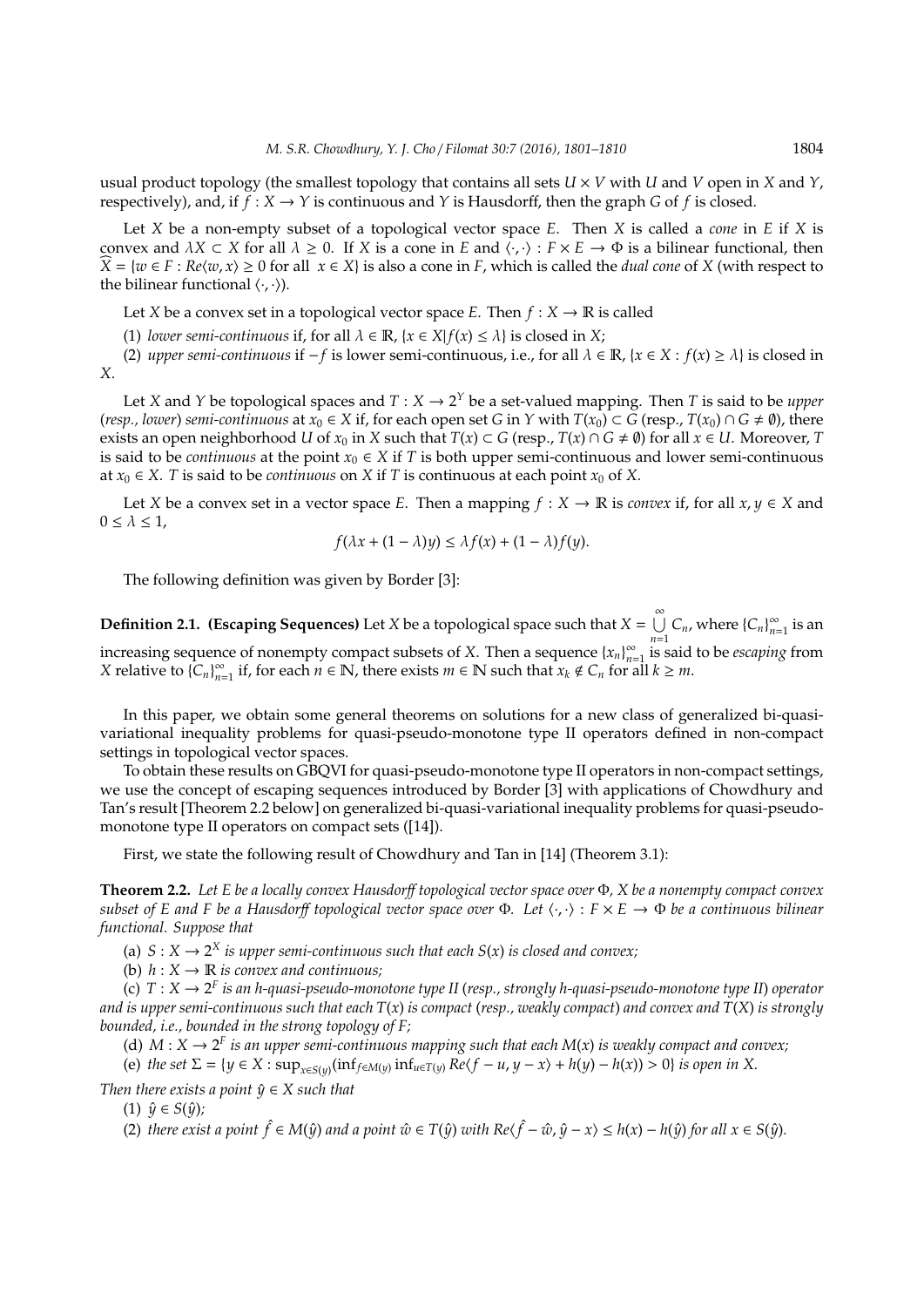usual product topology (the smallest topology that contains all sets $U \times V$ with $U$ and $V$ open in $X$ and $Y$, respectively), and, if $f : X \to Y$ is continuous and $Y$ is Hausdorff, then the graph $G$ of $f$ is closed.

Let $X$ be a non-empty subset of a topological vector space $E$. Then $X$ is called a *cone* in $E$ if $X$ is convex and $\lambda X \subset X$ for all $\lambda \geq 0$. If $X$ is a cone in $E$ and $\langle \cdot, \cdot \rangle : F \times E \to \Phi$ is a bilinear functional, then $\widehat{X} = \{w \in F : Re\langle w, x\rangle \geq 0 \text{ for all } x \in X\}$ is also a cone in $F$, which is called the *dual cone* of $X$ (with respect to the bilinear functional $\langle \cdot, \cdot \rangle$).

Let $X$ be a convex set in a topological vector space $E$. Then $f : X \to \mathbb{R}$ is called

(1) *lower semi-continuous* if, for all $\lambda \in \mathbb{R}$, $\{x \in X | f(x) \leq \lambda\}$ is closed in $X$;

(2) *upper semi-continuous* if $-f$ is lower semi-continuous, i.e., for all $\lambda \in \mathbb{R}$, $\{x \in X : f(x) \geq \lambda\}$ is closed in $X$.

Let $X$ and $Y$ be topological spaces and $T : X \to 2^Y$ be a set-valued mapping. Then $T$ is said to be *upper* (*resp., lower*) *semi-continuous* at $x_0 \in X$ if, for each open set $G$ in $Y$ with $T(x_0) \subset G$ (resp., $T(x_0) \cap G \neq \emptyset$), there exists an open neighborhood $U$ of $x_0$ in $X$ such that $T(x) \subset G$ (resp., $T(x) \cap G \neq \emptyset$) for all $x \in U$. Moreover, $T$ is said to be *continuous* at the point $x_0 \in X$ if $T$ is both upper semi-continuous and lower semi-continuous at $x_0 \in X$. $T$ is said to be *continuous* on $X$ if $T$ is continuous at each point $x_0$ of $X$.

Let $X$ be a convex set in a vector space $E$. Then a mapping $f : X \to \mathbb{R}$ is *convex* if, for all $x, y \in X$ and $0 \leq \lambda \leq 1$,

$$f(\lambda x + (1 - \lambda)y) \leq \lambda f(x) + (1 - \lambda) f(y).$$

The following definition was given by Border [3]:

**Definition 2.1. (Escaping Sequences)** Let $X$ be a topological space such that $X = \bigcup_{n=1}^{\infty} C_n$, where $\{C_n\}_{n=1}^{\infty}$ is an increasing sequence of nonempty compact subsets of $X$. Then a sequence $\{x_n\}_{n=1}^{\infty}$ is said to be *escaping* from $X$ relative to $\{C_n\}_{n=1}^{\infty}$ if, for each $n \in \mathbb{N}$, there exists $m \in \mathbb{N}$ such that $x_k \notin C_n$ for all $k \geq m$.

In this paper, we obtain some general theorems on solutions for a new class of generalized bi-quasi-variational inequality problems for quasi-pseudo-monotone type II operators defined in non-compact settings in topological vector spaces.

To obtain these results on GBQVI for quasi-pseudo-monotone type II operators in non-compact settings, we use the concept of escaping sequences introduced by Border [3] with applications of Chowdhury and Tan's result [Theorem 2.2 below] on generalized bi-quasi-variational inequality problems for quasi-pseudo-monotone type II operators on compact sets ([14]).

First, we state the following result of Chowdhury and Tan in [14] (Theorem 3.1):

**Theorem 2.2.** *Let $E$ be a locally convex Hausdorff topological vector space over $\Phi$, $X$ be a nonempty compact convex subset of $E$ and $F$ be a Hausdorff topological vector space over $\Phi$. Let $\langle \cdot, \cdot \rangle : F \times E \to \Phi$ be a continuous bilinear functional. Suppose that*

(a) *$S : X \to 2^X$ is upper semi-continuous such that each $S(x)$ is closed and convex;*

(b) *$h : X \to \mathbb{R}$ is convex and continuous;*

(c) *$T : X \to 2^F$ is an $h$-quasi-pseudo-monotone type II* (*resp., strongly $h$-quasi-pseudo-monotone type II*) *operator and is upper semi-continuous such that each $T(x)$ is compact* (*resp., weakly compact*) *and convex and $T(X)$ is strongly bounded, i.e., bounded in the strong topology of $F$;*

(d) *$M : X \to 2^F$ is an upper semi-continuous mapping such that each $M(x)$ is weakly compact and convex;*

(e) *the set $\Sigma = \{y \in X : \sup_{x \in S(y)}(\inf_{f \in M(y)} \inf_{u \in T(y)} Re\langle f - u, y - x\rangle + h(y) - h(x)) > 0\}$ is open in $X$.*

*Then there exists a point $\hat{y} \in X$ such that*

(1) *$\hat{y} \in S(\hat{y})$;*

(2) *there exist a point $\hat{f} \in M(\hat{y})$ and a point $\hat{w} \in T(\hat{y})$ with $Re\langle \hat{f} - \hat{w}, \hat{y} - x\rangle \leq h(x) - h(\hat{y})$ for all $x \in S(\hat{y})$.*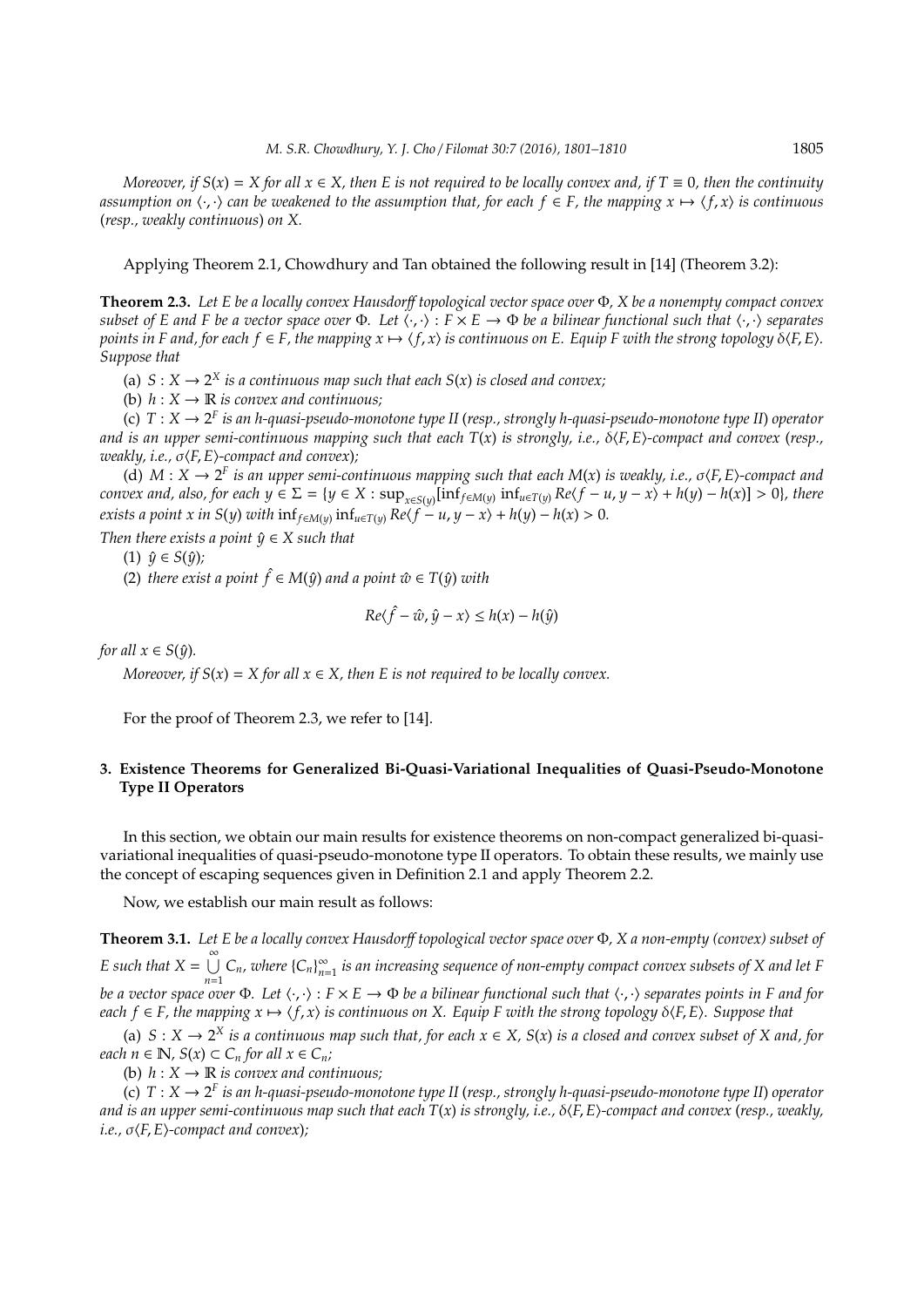*Moreover, if $S(x) = X$ for all $x \in X$, then $E$ is not required to be locally convex and, if $T \equiv 0$, then the continuity assumption on $\langle \cdot, \cdot \rangle$ can be weakened to the assumption that, for each $f \in F$, the mapping $x \mapsto \langle f, x \rangle$ is continuous (resp., weakly continuous) on $X$.*

Applying Theorem 2.1, Chowdhury and Tan obtained the following result in [14] (Theorem 3.2):

**Theorem 2.3.** *Let $E$ be a locally convex Hausdorff topological vector space over $\Phi$, $X$ be a nonempty compact convex subset of $E$ and $F$ be a vector space over $\Phi$. Let $\langle \cdot, \cdot \rangle : F \times E \to \Phi$ be a bilinear functional such that $\langle \cdot, \cdot \rangle$ separates points in $F$ and, for each $f \in F$, the mapping $x \mapsto \langle f, x \rangle$ is continuous on $E$. Equip $F$ with the strong topology $\delta\langle F, E \rangle$. Suppose that*

(a) *$S : X \to 2^X$ is a continuous map such that each $S(x)$ is closed and convex;*

(b) *$h : X \to \mathbb{R}$ is convex and continuous;*

(c) *$T : X \to 2^F$ is an $h$-quasi-pseudo-monotone type II (resp., strongly $h$-quasi-pseudo-monotone type II) operator and is an upper semi-continuous mapping such that each $T(x)$ is strongly, i.e., $\delta\langle F, E \rangle$-compact and convex (resp., weakly, i.e., $\sigma\langle F, E \rangle$-compact and convex);*

(d) *$M : X \to 2^F$ is an upper semi-continuous mapping such that each $M(x)$ is weakly, i.e., $\sigma\langle F, E \rangle$-compact and convex and, also, for each $y \in \Sigma = \{y \in X : \sup_{x \in S(y)}[\inf_{f \in M(y)} \inf_{u \in T(y)} Re\langle f - u, y - x \rangle + h(y) - h(x)] > 0\}$, there exists a point $x$ in $S(y)$ with $\inf_{f \in M(y)} \inf_{u \in T(y)} Re\langle f - u, y - x \rangle + h(y) - h(x) > 0$.*

*Then there exists a point $\hat{y} \in X$ such that*

(1) *$\hat{y} \in S(\hat{y})$;*

(2) *there exist a point $\hat{f} \in M(\hat{y})$ and a point $\hat{w} \in T(\hat{y})$ with*

$$Re\langle \hat{f} - \hat{w}, \hat{y} - x \rangle \leq h(x) - h(\hat{y})$$

*for all $x \in S(\hat{y})$.*

*Moreover, if $S(x) = X$ for all $x \in X$, then $E$ is not required to be locally convex.*

For the proof of Theorem 2.3, we refer to [14].

## 3. Existence Theorems for Generalized Bi-Quasi-Variational Inequalities of Quasi-Pseudo-Monotone Type II Operators

In this section, we obtain our main results for existence theorems on non-compact generalized bi-quasi-variational inequalities of quasi-pseudo-monotone type II operators. To obtain these results, we mainly use the concept of escaping sequences given in Definition 2.1 and apply Theorem 2.2.

Now, we establish our main result as follows:

**Theorem 3.1.** *Let $E$ be a locally convex Hausdorff topological vector space over $\Phi$, $X$ a non-empty (convex) subset of $E$ such that $X = \bigcup_{n=1}^{\infty} C_n$, where $\{C_n\}_{n=1}^{\infty}$ is an increasing sequence of non-empty compact convex subsets of $X$ and let $F$ be a vector space over $\Phi$. Let $\langle \cdot, \cdot \rangle : F \times E \to \Phi$ be a bilinear functional such that $\langle \cdot, \cdot \rangle$ separates points in $F$ and for each $f \in F$, the mapping $x \mapsto \langle f, x \rangle$ is continuous on $X$. Equip $F$ with the strong topology $\delta\langle F, E \rangle$. Suppose that*

(a) *$S : X \to 2^X$ is a continuous map such that, for each $x \in X$, $S(x)$ is a closed and convex subset of $X$ and, for each $n \in \mathbb{N}$, $S(x) \subset C_n$ for all $x \in C_n$;*

(b) *$h : X \to \mathbb{R}$ is convex and continuous;*

(c) *$T : X \to 2^F$ is an $h$-quasi-pseudo-monotone type II (resp., strongly $h$-quasi-pseudo-monotone type II) operator and is an upper semi-continuous map such that each $T(x)$ is strongly, i.e., $\delta\langle F, E \rangle$-compact and convex (resp., weakly, i.e., $\sigma\langle F, E \rangle$-compact and convex);*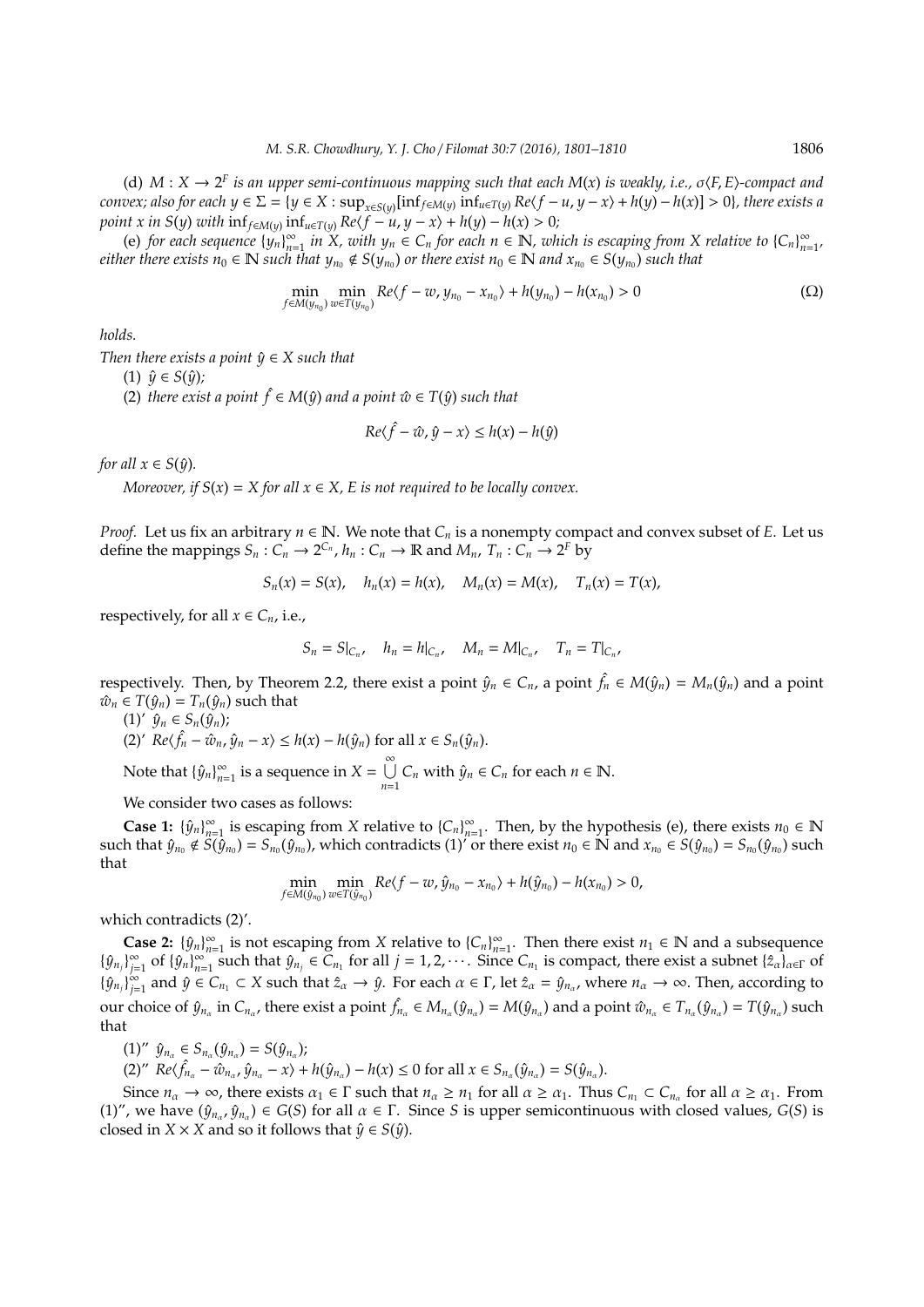(d) $M : X \to 2^F$ *is an upper semi-continuous mapping such that each $M(x)$ is weakly, i.e., $\sigma\langle F, E\rangle$-compact and convex; also for each $y \in \Sigma = \{y \in X : \sup_{x \in S(y)}[\inf_{f \in M(y)} \inf_{u \in T(y)} Re\langle f - u, y - x\rangle + h(y) - h(x)] > 0\}$, there exists a point $x$ in $S(y)$ with $\inf_{f \in M(y)} \inf_{u \in T(y)} Re\langle f - u, y - x\rangle + h(y) - h(x) > 0$;*

(e) *for each sequence $\{y_n\}_{n=1}^{\infty}$ in $X$, with $y_n \in C_n$ for each $n \in \mathbb{N}$, which is escaping from $X$ relative to $\{C_n\}_{n=1}^{\infty}$, either there exists $n_0 \in \mathbb{N}$ such that $y_{n_0} \notin S(y_{n_0})$ or there exist $n_0 \in \mathbb{N}$ and $x_{n_0} \in S(y_{n_0})$ such that*

$$\min_{f \in M(y_{n_0})} \min_{w \in T(y_{n_0})} Re\langle f - w, y_{n_0} - x_{n_0}\rangle + h(y_{n_0}) - h(x_{n_0}) > 0 \tag{$\Omega$}$$

*holds.*

*Then there exists a point $\hat{y} \in X$ such that*

(1) *$\hat{y} \in S(\hat{y})$;*

(2) *there exist a point $\hat{f} \in M(\hat{y})$ and a point $\hat{w} \in T(\hat{y})$ such that*

$$Re\langle \hat{f} - \hat{w}, \hat{y} - x\rangle \le h(x) - h(\hat{y})$$

*for all $x \in S(\hat{y})$.*

*Moreover, if $S(x) = X$ for all $x \in X$, $E$ is not required to be locally convex.*

*Proof.* Let us fix an arbitrary $n \in \mathbb{N}$. We note that $C_n$ is a nonempty compact and convex subset of $E$. Let us define the mappings $S_n : C_n \to 2^{C_n}$, $h_n : C_n \to \mathbb{R}$ and $M_n$, $T_n : C_n \to 2^F$ by

$$S_n(x) = S(x), \quad h_n(x) = h(x), \quad M_n(x) = M(x), \quad T_n(x) = T(x),$$

respectively, for all $x \in C_n$, i.e.,

$$S_n = S|_{C_n}, \quad h_n = h|_{C_n}, \quad M_n = M|_{C_n}, \quad T_n = T|_{C_n},$$

respectively. Then, by Theorem 2.2, there exist a point $\hat{y}_n \in C_n$, a point $\hat{f}_n \in M(\hat{y}_n) = M_n(\hat{y}_n)$ and a point $\hat{w}_n \in T(\hat{y}_n) = T_n(\hat{y}_n)$ such that

(1)′ $\hat{y}_n \in S_n(\hat{y}_n)$;

(2)′ $Re\langle \hat{f}_n - \hat{w}_n, \hat{y}_n - x\rangle \le h(x) - h(\hat{y}_n)$ for all $x \in S_n(\hat{y}_n)$.

Note that $\{\hat{y}_n\}_{n=1}^{\infty}$ is a sequence in $X = \bigcup_{n=1}^{\infty} C_n$ with $\hat{y}_n \in C_n$ for each $n \in \mathbb{N}$.

We consider two cases as follows:

**Case 1:** $\{\hat{y}_n\}_{n=1}^{\infty}$ is escaping from $X$ relative to $\{C_n\}_{n=1}^{\infty}$. Then, by the hypothesis (e), there exists $n_0 \in \mathbb{N}$ such that $\hat{y}_{n_0} \notin S(\hat{y}_{n_0}) = S_{n_0}(\hat{y}_{n_0})$, which contradicts (1)′ or there exist $n_0 \in \mathbb{N}$ and $x_{n_0} \in S(\hat{y}_{n_0}) = S_{n_0}(\hat{y}_{n_0})$ such that

$$\min_{f \in M(\hat{y}_{n_0})} \min_{w \in T(\hat{y}_{n_0})} Re\langle f - w, \hat{y}_{n_0} - x_{n_0}\rangle + h(\hat{y}_{n_0}) - h(x_{n_0}) > 0,$$

which contradicts (2)′.

**Case 2:** $\{\hat{y}_n\}_{n=1}^{\infty}$ is not escaping from $X$ relative to $\{C_n\}_{n=1}^{\infty}$. Then there exist $n_1 \in \mathbb{N}$ and a subsequence $\{\hat{y}_{n_j}\}_{j=1}^{\infty}$ of $\{\hat{y}_n\}_{n=1}^{\infty}$ such that $\hat{y}_{n_j} \in C_{n_1}$ for all $j = 1, 2, \cdots$. Since $C_{n_1}$ is compact, there exist a subnet $\{\hat{z}_\alpha\}_{\alpha \in \Gamma}$ of $\{\hat{y}_{n_j}\}_{j=1}^{\infty}$ and $\hat{y} \in C_{n_1} \subset X$ such that $\hat{z}_\alpha \to \hat{y}$. For each $\alpha \in \Gamma$, let $\hat{z}_\alpha = \hat{y}_{n_\alpha}$, where $n_\alpha \to \infty$. Then, according to our choice of $\hat{y}_{n_\alpha}$ in $C_{n_\alpha}$, there exist a point $\hat{f}_{n_\alpha} \in M_{n_\alpha}(\hat{y}_{n_\alpha}) = M(\hat{y}_{n_\alpha})$ and a point $\hat{w}_{n_\alpha} \in T_{n_\alpha}(\hat{y}_{n_\alpha}) = T(\hat{y}_{n_\alpha})$ such that

(1)″ $\hat{y}_{n_\alpha} \in S_{n_\alpha}(\hat{y}_{n_\alpha}) = S(\hat{y}_{n_\alpha})$;

(2)″ $Re\langle \hat{f}_{n_\alpha} - \hat{w}_{n_\alpha}, \hat{y}_{n_\alpha} - x\rangle + h(\hat{y}_{n_\alpha}) - h(x) \le 0$ for all $x \in S_{n_\alpha}(\hat{y}_{n_\alpha}) = S(\hat{y}_{n_\alpha})$.

Since $n_\alpha \to \infty$, there exists $\alpha_1 \in \Gamma$ such that $n_\alpha \ge n_1$ for all $\alpha \ge \alpha_1$. Thus $C_{n_1} \subset C_{n_\alpha}$ for all $\alpha \ge \alpha_1$. From (1)″, we have $(\hat{y}_{n_\alpha}, \hat{y}_{n_\alpha}) \in G(S)$ for all $\alpha \in \Gamma$. Since $S$ is upper semicontinuous with closed values, $G(S)$ is closed in $X \times X$ and so it follows that $\hat{y} \in S(\hat{y})$.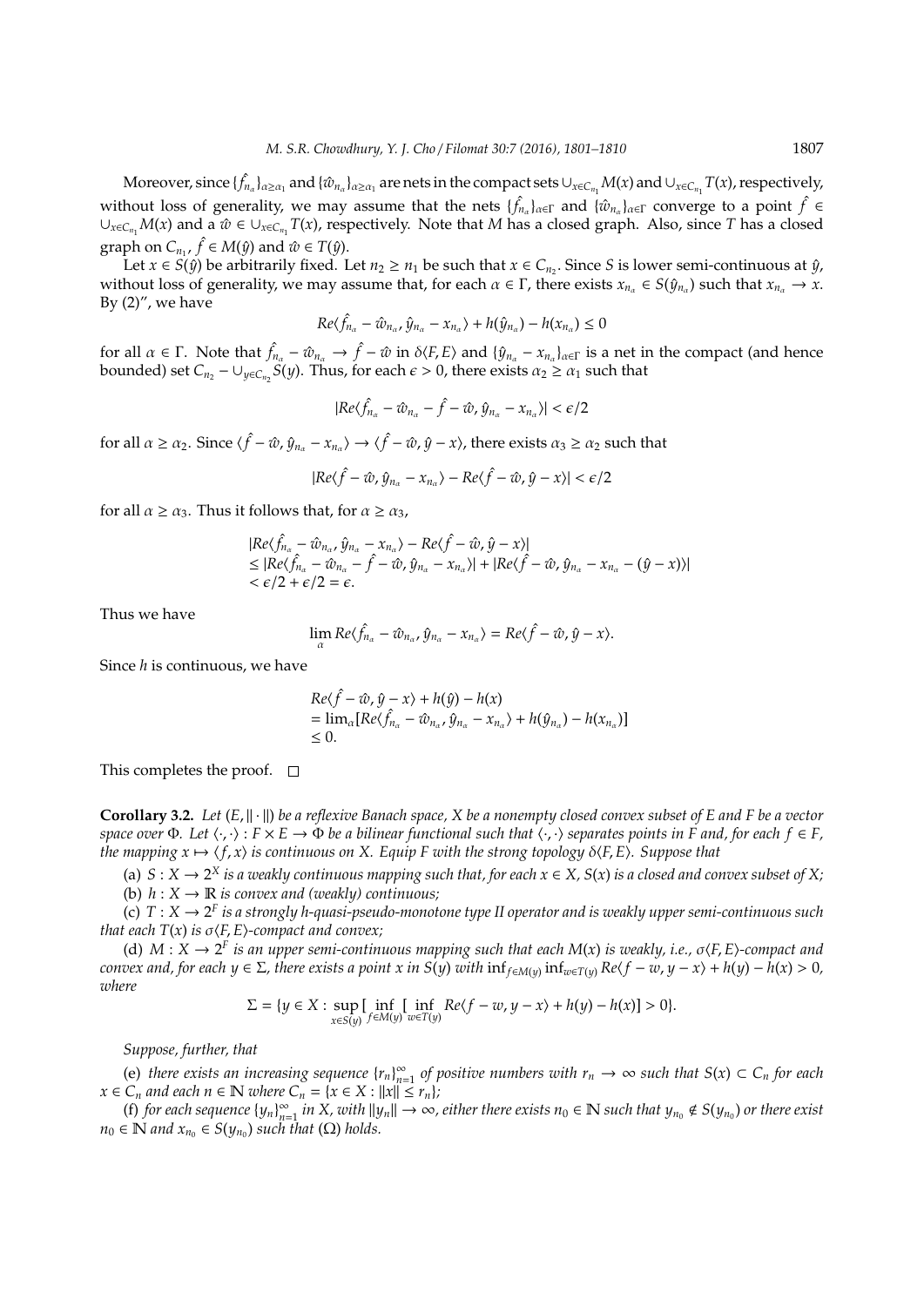Moreover, since $\{\hat{f}_{n_\alpha}\}_{\alpha \geq \alpha_1}$ and $\{\hat{w}_{n_\alpha}\}_{\alpha \geq \alpha_1}$ are nets in the compact sets $\cup_{x \in C_{n_1}} M(x)$ and $\cup_{x \in C_{n_1}} T(x)$, respectively, without loss of generality, we may assume that the nets $\{\hat{f}_{n_\alpha}\}_{\alpha \in \Gamma}$ and $\{\hat{w}_{n_\alpha}\}_{\alpha \in \Gamma}$ converge to a point $\hat{f} \in \cup_{x \in C_{n_1}} M(x)$ and a $\hat{w} \in \cup_{x \in C_{n_1}} T(x)$, respectively. Note that $M$ has a closed graph. Also, since $T$ has a closed graph on $C_{n_1}$, $\hat{f} \in M(\hat{y})$ and $\hat{w} \in T(\hat{y})$.

Let $x \in S(\hat{y})$ be arbitrarily fixed. Let $n_2 \geq n_1$ be such that $x \in C_{n_2}$. Since $S$ is lower semi-continuous at $\hat{y}$, without loss of generality, we may assume that, for each $\alpha \in \Gamma$, there exists $x_{n_\alpha} \in S(\hat{y}_{n_\alpha})$ such that $x_{n_\alpha} \to x$. By (2)″, we have

$$Re\langle \hat{f}_{n_\alpha} - \hat{w}_{n_\alpha}, \hat{y}_{n_\alpha} - x_{n_\alpha}\rangle + h(\hat{y}_{n_\alpha}) - h(x_{n_\alpha}) \leq 0$$

for all $\alpha \in \Gamma$. Note that $\hat{f}_{n_\alpha} - \hat{w}_{n_\alpha} \to \hat{f} - \hat{w}$ in $\delta\langle F, E\rangle$ and $\{\hat{y}_{n_\alpha} - x_{n_\alpha}\}_{\alpha \in \Gamma}$ is a net in the compact (and hence bounded) set $C_{n_2} - \cup_{y \in C_{n_2}} S(y)$. Thus, for each $\epsilon > 0$, there exists $\alpha_2 \geq \alpha_1$ such that

$$|Re\langle \hat{f}_{n_\alpha} - \hat{w}_{n_\alpha} - \hat{f} - \hat{w}, \hat{y}_{n_\alpha} - x_{n_\alpha}\rangle| < \epsilon/2$$

for all $\alpha \geq \alpha_2$. Since $\langle \hat{f} - \hat{w}, \hat{y}_{n_\alpha} - x_{n_\alpha}\rangle \to \langle \hat{f} - \hat{w}, \hat{y} - x\rangle$, there exists $\alpha_3 \geq \alpha_2$ such that

$$|Re\langle \hat{f} - \hat{w}, \hat{y}_{n_\alpha} - x_{n_\alpha}\rangle - Re\langle \hat{f} - \hat{w}, \hat{y} - x\rangle| < \epsilon/2$$

for all $\alpha \geq \alpha_3$. Thus it follows that, for $\alpha \geq \alpha_3$,

$$\begin{aligned}
&|Re\langle \hat{f}_{n_\alpha} - \hat{w}_{n_\alpha}, \hat{y}_{n_\alpha} - x_{n_\alpha}\rangle - Re\langle \hat{f} - \hat{w}, \hat{y} - x\rangle| \\
&\leq |Re\langle \hat{f}_{n_\alpha} - \hat{w}_{n_\alpha} - \hat{f} - \hat{w}, \hat{y}_{n_\alpha} - x_{n_\alpha}\rangle| + |Re\langle \hat{f} - \hat{w}, \hat{y}_{n_\alpha} - x_{n_\alpha} - (\hat{y} - x)\rangle| \\
&< \epsilon/2 + \epsilon/2 = \epsilon.
\end{aligned}$$

Thus we have

$$\lim_\alpha Re\langle \hat{f}_{n_\alpha} - \hat{w}_{n_\alpha}, \hat{y}_{n_\alpha} - x_{n_\alpha}\rangle = Re\langle \hat{f} - \hat{w}, \hat{y} - x\rangle.$$

Since $h$ is continuous, we have

$$\begin{aligned}
&Re\langle \hat{f} - \hat{w}, \hat{y} - x\rangle + h(\hat{y}) - h(x) \\
&= \lim_\alpha [Re\langle \hat{f}_{n_\alpha} - \hat{w}_{n_\alpha}, \hat{y}_{n_\alpha} - x_{n_\alpha}\rangle + h(\hat{y}_{n_\alpha}) - h(x_{n_\alpha})] \\
&\leq 0.
\end{aligned}$$

This completes the proof. □

**Corollary 3.2.** *Let $(E, \|\cdot\|)$ be a reflexive Banach space, $X$ be a nonempty closed convex subset of $E$ and $F$ be a vector space over $\Phi$. Let $\langle \cdot, \cdot\rangle : F \times E \to \Phi$ be a bilinear functional such that $\langle \cdot, \cdot\rangle$ separates points in $F$ and, for each $f \in F$, the mapping $x \mapsto \langle f, x\rangle$ is continuous on $X$. Equip $F$ with the strong topology $\delta\langle F, E\rangle$. Suppose that*

(a) *$S : X \to 2^X$ is a weakly continuous mapping such that, for each $x \in X$, $S(x)$ is a closed and convex subset of $X$;*

(b) *$h : X \to \mathbb{R}$ is convex and (weakly) continuous;*

(c) *$T : X \to 2^F$ is a strongly $h$-quasi-pseudo-monotone type II operator and is weakly upper semi-continuous such that each $T(x)$ is $\sigma\langle F, E\rangle$-compact and convex;*

(d) *$M : X \to 2^F$ is an upper semi-continuous mapping such that each $M(x)$ is weakly, i.e., $\sigma\langle F, E\rangle$-compact and convex and, for each $y \in \Sigma$, there exists a point $x$ in $S(y)$ with $\inf_{f \in M(y)} \inf_{w \in T(y)} Re\langle f - w, y - x\rangle + h(y) - h(x) > 0$, where*

$$\Sigma = \{y \in X : \sup_{x \in S(y)} [\inf_{f \in M(y)} [\inf_{w \in T(y)} Re\langle f - w, y - x\rangle + h(y) - h(x)] > 0\}.$$

*Suppose, further, that*

(e) *there exists an increasing sequence $\{r_n\}_{n=1}^\infty$ of positive numbers with $r_n \to \infty$ such that $S(x) \subset C_n$ for each $x \in C_n$ and each $n \in \mathbb{N}$ where $C_n = \{x \in X : \|x\| \leq r_n\}$;*

(f) *for each sequence $\{y_n\}_{n=1}^\infty$ in $X$, with $\|y_n\| \to \infty$, either there exists $n_0 \in \mathbb{N}$ such that $y_{n_0} \notin S(y_{n_0})$ or there exist $n_0 \in \mathbb{N}$ and $x_{n_0} \in S(y_{n_0})$ such that $(\Omega)$ holds.*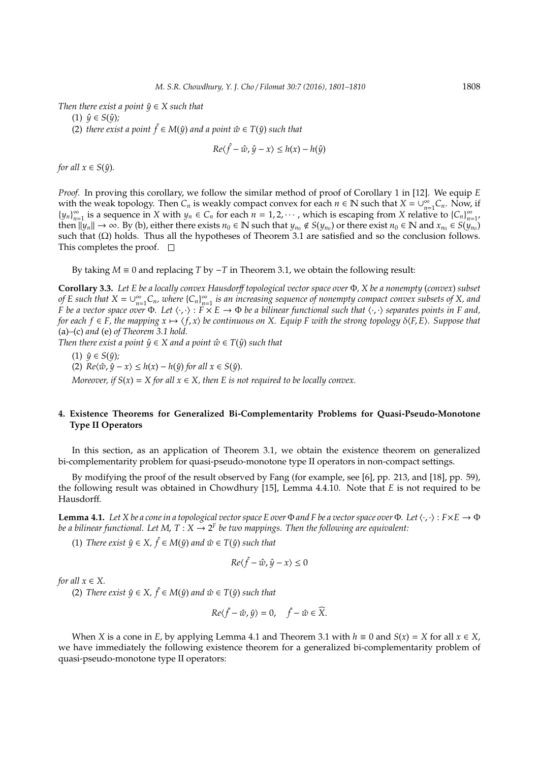*Then there exist a point $\hat{y} \in X$ such that*

(1) $\hat{y} \in S(\hat{y})$;

(2) *there exist a point $\hat{f} \in M(\hat{y})$ and a point $\hat{w} \in T(\hat{y})$ such that*

$$Re\langle \hat{f} - \hat{w}, \hat{y} - x \rangle \leq h(x) - h(\hat{y})$$

*for all $x \in S(\hat{y})$.*

*Proof.* In proving this corollary, we follow the similar method of proof of Corollary 1 in [12]. We equip $E$ with the weak topology. Then $C_n$ is weakly compact convex for each $n \in \mathbb{N}$ such that $X = \cup_{n=1}^{\infty} C_n$. Now, if $\{y_n\}_{n=1}^{\infty}$ is a sequence in $X$ with $y_n \in C_n$ for each $n = 1, 2, \cdots$, which is escaping from $X$ relative to $\{C_n\}_{n=1}^{\infty}$, then $\|y_n\| \to \infty$. By (b), either there exists $n_0 \in \mathbb{N}$ such that $y_{n_0} \notin S(y_{n_0})$ or there exist $n_0 \in \mathbb{N}$ and $x_{n_0} \in S(y_{n_0})$ such that $(\Omega)$ holds. Thus all the hypotheses of Theorem 3.1 are satisfied and so the conclusion follows. This completes the proof. □

By taking $M \equiv 0$ and replacing $T$ by $-T$ in Theorem 3.1, we obtain the following result:

**Corollary 3.3.** *Let $E$ be a locally convex Hausdorff topological vector space over $\Phi$, $X$ be a nonempty (convex) subset of $E$ such that $X = \cup_{n=1}^{\infty} C_n$, where $\{C_n\}_{n=1}^{\infty}$ is an increasing sequence of nonempty compact convex subsets of $X$, and $F$ be a vector space over $\Phi$. Let $\langle \cdot, \cdot \rangle : F \times E \to \Phi$ be a bilinear functional such that $\langle \cdot, \cdot \rangle$ separates points in $F$ and, for each $f \in F$, the mapping $x \mapsto \langle f, x \rangle$ be continuous on $X$. Equip $F$ with the strong topology $\delta\langle F, E \rangle$. Suppose that* (a)–(c) *and* (e) *of Theorem 3.1 hold.*

*Then there exist a point $\hat{y} \in X$ and a point $\hat{w} \in T(\hat{y})$ such that*

(1) $\hat{y} \in S(\hat{y})$;

(2) $Re\langle \hat{w}, \hat{y} - x \rangle \leq h(x) - h(\hat{y})$ *for all $x \in S(\hat{y})$.*

*Moreover, if $S(x) = X$ for all $x \in X$, then $E$ is not required to be locally convex.*

## 4. Existence Theorems for Generalized Bi-Complementarity Problems for Quasi-Pseudo-Monotone Type II Operators

In this section, as an application of Theorem 3.1, we obtain the existence theorem on generalized bi-complementarity problem for quasi-pseudo-monotone type II operators in non-compact settings.

By modifying the proof of the result observed by Fang (for example, see [6], pp. 213, and [18], pp. 59), the following result was obtained in Chowdhury [15], Lemma 4.4.10. Note that $E$ is not required to be Hausdorff.

**Lemma 4.1.** *Let $X$ be a cone in a topological vector space $E$ over $\Phi$ and $F$ be a vector space over $\Phi$. Let $\langle \cdot, \cdot \rangle : F \times E \to \Phi$ be a bilinear functional. Let $M$, $T : X \to 2^F$ be two mappings. Then the following are equivalent:*

(1) *There exist $\hat{y} \in X$, $\hat{f} \in M(\hat{y})$ and $\hat{w} \in T(\hat{y})$ such that*

$$Re\langle \hat{f} - \hat{w}, \hat{y} - x \rangle \leq 0$$

*for all $x \in X$.*

(2) *There exist $\hat{y} \in X$, $\hat{f} \in M(\hat{y})$ and $\hat{w} \in T(\hat{y})$ such that*

$$Re\langle \hat{f} - \hat{w}, \hat{y} \rangle = 0, \quad \hat{f} - \hat{w} \in \widehat{X}.$$

When $X$ is a cone in $E$, by applying Lemma 4.1 and Theorem 3.1 with $h \equiv 0$ and $S(x) = X$ for all $x \in X$, we have immediately the following existence theorem for a generalized bi-complementarity problem of quasi-pseudo-monotone type II operators: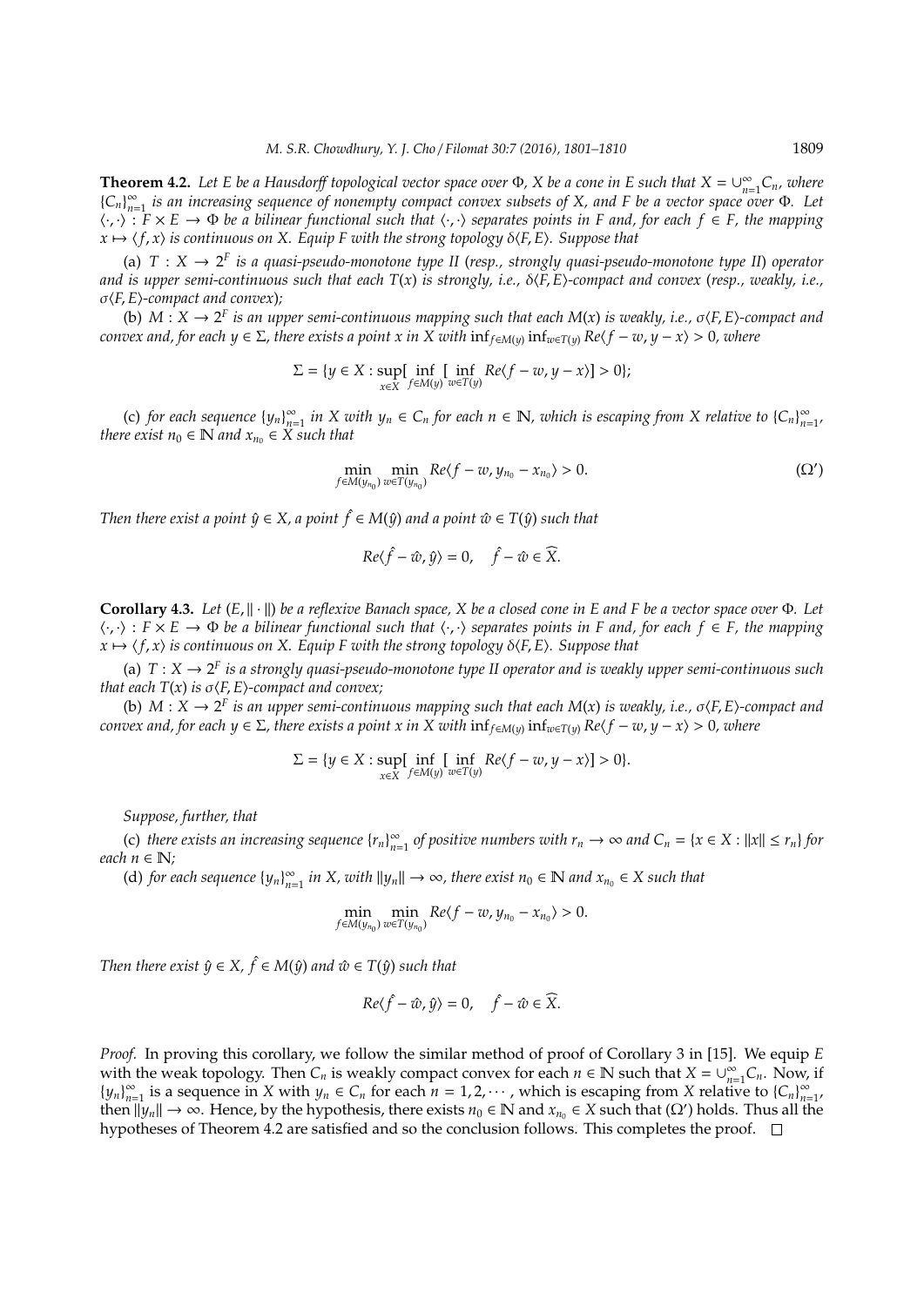**Theorem 4.2.** *Let $E$ be a Hausdorff topological vector space over $\Phi$, $X$ be a cone in $E$ such that $X = \cup_{n=1}^{\infty} C_n$, where $\{C_n\}_{n=1}^{\infty}$ is an increasing sequence of nonempty compact convex subsets of $X$, and $F$ be a vector space over $\Phi$. Let $\langle \cdot, \cdot \rangle : F \times E \to \Phi$ be a bilinear functional such that $\langle \cdot, \cdot \rangle$ separates points in $F$ and, for each $f \in F$, the mapping $x \mapsto \langle f, x \rangle$ is continuous on $X$. Equip $F$ with the strong topology $\delta\langle F, E \rangle$. Suppose that*

(a) *$T : X \to 2^F$ is a quasi-pseudo-monotone type II (resp., strongly quasi-pseudo-monotone type II) operator and is upper semi-continuous such that each $T(x)$ is strongly, i.e., $\delta\langle F, E\rangle$-compact and convex (resp., weakly, i.e., $\sigma\langle F, E \rangle$-compact and convex);*

(b) *$M : X \to 2^F$ is an upper semi-continuous mapping such that each $M(x)$ is weakly, i.e., $\sigma\langle F, E\rangle$-compact and convex and, for each $y \in \Sigma$, there exists a point $x$ in $X$ with $\inf_{f \in M(y)} \inf_{w \in T(y)} Re\langle f - w, y - x \rangle > 0$, where*

$$\Sigma = \{y \in X : \sup_{x \in X} [\inf_{f \in M(y)} [\inf_{w \in T(y)} Re\langle f - w, y - x \rangle] > 0\};$$

(c) *for each sequence $\{y_n\}_{n=1}^{\infty}$ in $X$ with $y_n \in C_n$ for each $n \in \mathbb{N}$, which is escaping from $X$ relative to $\{C_n\}_{n=1}^{\infty}$, there exist $n_0 \in \mathbb{N}$ and $x_{n_0} \in X$ such that*

$$\min_{f \in M(y_{n_0})} \min_{w \in T(y_{n_0})} Re\langle f - w, y_{n_0} - x_{n_0} \rangle > 0. \tag{$\Omega'$}$$

*Then there exist a point $\hat{y} \in X$, a point $\hat{f} \in M(\hat{y})$ and a point $\hat{w} \in T(\hat{y})$ such that*

$$Re\langle \hat{f} - \hat{w}, \hat{y} \rangle = 0, \quad \hat{f} - \hat{w} \in \widehat{X}.$$

**Corollary 4.3.** *Let $(E, \|\cdot\|)$ be a reflexive Banach space, $X$ be a closed cone in $E$ and $F$ be a vector space over $\Phi$. Let $\langle \cdot, \cdot \rangle : F \times E \to \Phi$ be a bilinear functional such that $\langle \cdot, \cdot \rangle$ separates points in $F$ and, for each $f \in F$, the mapping $x \mapsto \langle f, x \rangle$ is continuous on $X$. Equip $F$ with the strong topology $\delta\langle F, E \rangle$. Suppose that*

(a) *$T : X \to 2^F$ is a strongly quasi-pseudo-monotone type II operator and is weakly upper semi-continuous such that each $T(x)$ is $\sigma\langle F, E\rangle$-compact and convex;*

(b) *$M : X \to 2^F$ is an upper semi-continuous mapping such that each $M(x)$ is weakly, i.e., $\sigma\langle F, E\rangle$-compact and convex and, for each $y \in \Sigma$, there exists a point $x$ in $X$ with $\inf_{f \in M(y)} \inf_{w \in T(y)} Re\langle f - w, y - x \rangle > 0$, where*

$$\Sigma = \{y \in X : \sup_{x \in X} [\inf_{f \in M(y)} [\inf_{w \in T(y)} Re\langle f - w, y - x \rangle] > 0\}.$$

*Suppose, further, that*

(c) *there exists an increasing sequence $\{r_n\}_{n=1}^{\infty}$ of positive numbers with $r_n \to \infty$ and $C_n = \{x \in X : \|x\| \le r_n\}$ for each $n \in \mathbb{N}$;*

(d) *for each sequence $\{y_n\}_{n=1}^{\infty}$ in $X$, with $\|y_n\| \to \infty$, there exist $n_0 \in \mathbb{N}$ and $x_{n_0} \in X$ such that*

$$\min_{f \in M(y_{n_0})} \min_{w \in T(y_{n_0})} Re\langle f - w, y_{n_0} - x_{n_0} \rangle > 0.$$

*Then there exist $\hat{y} \in X$, $\hat{f} \in M(\hat{y})$ and $\hat{w} \in T(\hat{y})$ such that*

$$Re\langle \hat{f} - \hat{w}, \hat{y} \rangle = 0, \quad \hat{f} - \hat{w} \in \widehat{X}.$$

*Proof.* In proving this corollary, we follow the similar method of proof of Corollary 3 in [15]. We equip $E$ with the weak topology. Then $C_n$ is weakly compact convex for each $n \in \mathbb{N}$ such that $X = \cup_{n=1}^{\infty} C_n$. Now, if $\{y_n\}_{n=1}^{\infty}$ is a sequence in $X$ with $y_n \in C_n$ for each $n = 1, 2, \cdots$, which is escaping from $X$ relative to $\{C_n\}_{n=1}^{\infty}$, then $\|y_n\| \to \infty$. Hence, by the hypothesis, there exists $n_0 \in \mathbb{N}$ and $x_{n_0} \in X$ such that ($\Omega'$) holds. Thus all the hypotheses of Theorem 4.2 are satisfied and so the conclusion follows. This completes the proof. □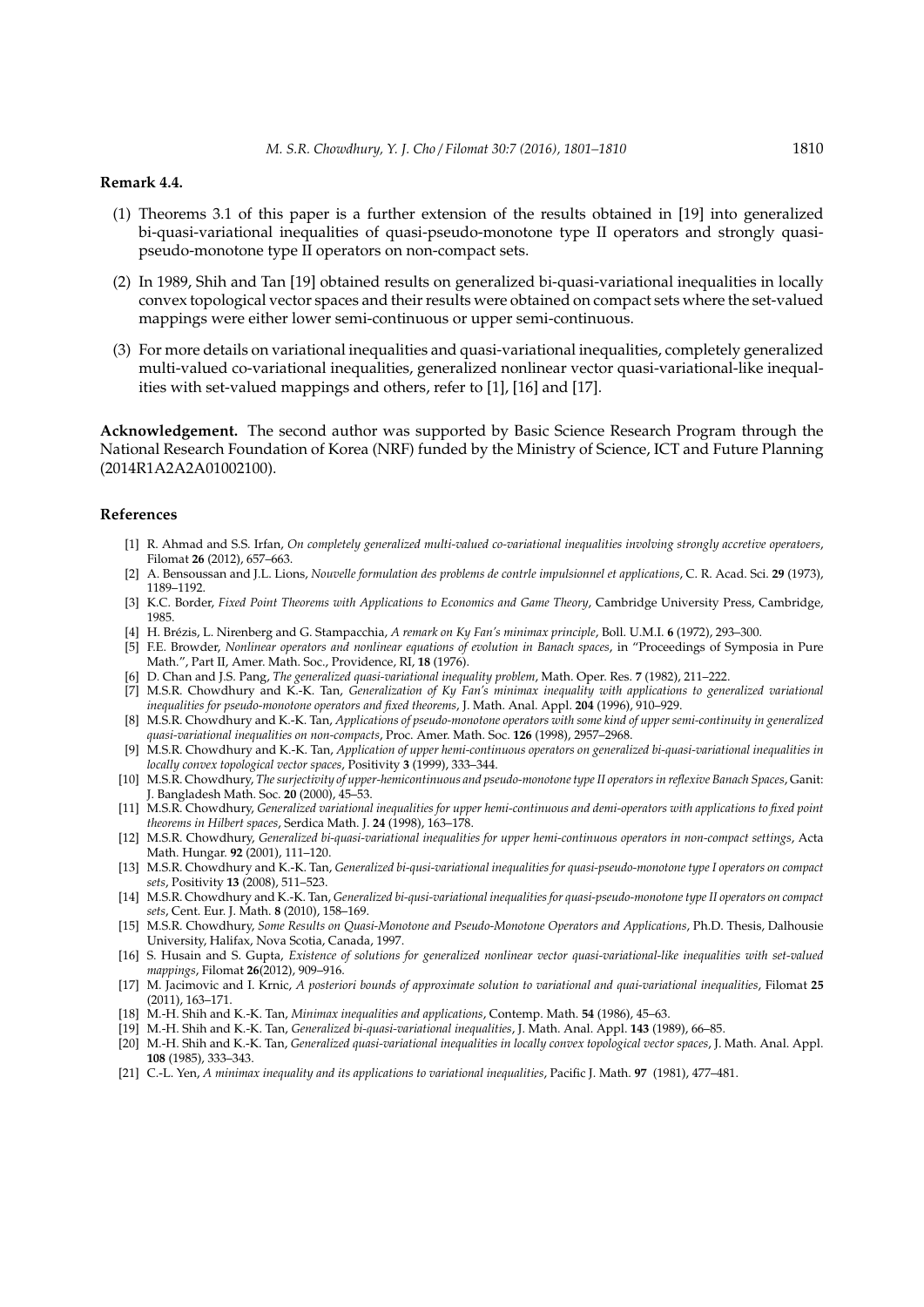**Remark 4.4.**

(1) Theorems 3.1 of this paper is a further extension of the results obtained in [19] into generalized bi-quasi-variational inequalities of quasi-pseudo-monotone type II operators and strongly quasi-pseudo-monotone type II operators on non-compact sets.

(2) In 1989, Shih and Tan [19] obtained results on generalized bi-quasi-variational inequalities in locally convex topological vector spaces and their results were obtained on compact sets where the set-valued mappings were either lower semi-continuous or upper semi-continuous.

(3) For more details on variational inequalities and quasi-variational inequalities, completely generalized multi-valued co-variational inequalities, generalized nonlinear vector quasi-variational-like inequalities with set-valued mappings and others, refer to [1], [16] and [17].

**Acknowledgement.** The second author was supported by Basic Science Research Program through the National Research Foundation of Korea (NRF) funded by the Ministry of Science, ICT and Future Planning (2014R1A2A2A01002100).

## References

[1] R. Ahmad and S.S. Irfan, *On completely generalized multi-valued co-variational inequalities involving strongly accretive operatoers*, Filomat **26** (2012), 657–663.

[2] A. Bensoussan and J.L. Lions, *Nouvelle formulation des problems de contrle impulsionnel et applications*, C. R. Acad. Sci. **29** (1973), 1189–1192.

[3] K.C. Border, *Fixed Point Theorems with Applications to Economics and Game Theory*, Cambridge University Press, Cambridge, 1985.

[4] H. Brézis, L. Nirenberg and G. Stampacchia, *A remark on Ky Fan's minimax principle*, Boll. U.M.I. **6** (1972), 293–300.

[5] F.E. Browder, *Nonlinear operators and nonlinear equations of evolution in Banach spaces*, in "Proceedings of Symposia in Pure Math.", Part II, Amer. Math. Soc., Providence, RI, **18** (1976).

[6] D. Chan and J.S. Pang, *The generalized quasi-variational inequality problem*, Math. Oper. Res. **7** (1982), 211–222.

[7] M.S.R. Chowdhury and K.-K. Tan, *Generalization of Ky Fan's minimax inequality with applications to generalized variational inequalities for pseudo-monotone operators and fixed theorems*, J. Math. Anal. Appl. **204** (1996), 910–929.

[8] M.S.R. Chowdhury and K.-K. Tan, *Applications of pseudo-monotone operators with some kind of upper semi-continuity in generalized quasi-variational inequalities on non-compacts*, Proc. Amer. Math. Soc. **126** (1998), 2957–2968.

[9] M.S.R. Chowdhury and K.-K. Tan, *Application of upper hemi-continuous operators on generalized bi-quasi-variational inequalities in locally convex topological vector spaces*, Positivity **3** (1999), 333–344.

[10] M.S.R. Chowdhury, *The surjectivity of upper-hemicontinuous and pseudo-monotone type II operators in reflexive Banach Spaces*, Ganit: J. Bangladesh Math. Soc. **20** (2000), 45–53.

[11] M.S.R. Chowdhury, *Generalized variational inequalities for upper hemi-continuous and demi-operators with applications to fixed point theorems in Hilbert spaces*, Serdica Math. J. **24** (1998), 163–178.

[12] M.S.R. Chowdhury, *Generalized bi-quasi-variational inequalities for upper hemi-continuous operators in non-compact settings*, Acta Math. Hungar. **92** (2001), 111–120.

[13] M.S.R. Chowdhury and K.-K. Tan, *Generalized bi-qusi-variational inequalities for quasi-pseudo-monotone type I operators on compact sets*, Positivity **13** (2008), 511–523.

[14] M.S.R. Chowdhury and K.-K. Tan, *Generalized bi-qusi-variational inequalities for quasi-pseudo-monotone type II operators on compact sets*, Cent. Eur. J. Math. **8** (2010), 158–169.

[15] M.S.R. Chowdhury, *Some Results on Quasi-Monotone and Pseudo-Monotone Operators and Applications*, Ph.D. Thesis, Dalhousie University, Halifax, Nova Scotia, Canada, 1997.

[16] S. Husain and S. Gupta, *Existence of solutions for generalized nonlinear vector quasi-variational-like inequalities with set-valued mappings*, Filomat **26**(2012), 909–916.

[17] M. Jacimovic and I. Krnic, *A posteriori bounds of approximate solution to variational and quai-variational inequalities*, Filomat **25** (2011), 163–171.

[18] M.-H. Shih and K.-K. Tan, *Minimax inequalities and applications*, Contemp. Math. **54** (1986), 45–63.

[19] M.-H. Shih and K.-K. Tan, *Generalized bi-quasi-variational inequalities*, J. Math. Anal. Appl. **143** (1989), 66–85.

[20] M.-H. Shih and K.-K. Tan, *Generalized quasi-variational inequalities in locally convex topological vector spaces*, J. Math. Anal. Appl. **108** (1985), 333–343.

[21] C.-L. Yen, *A minimax inequality and its applications to variational inequalities*, Pacific J. Math. **97** (1981), 477–481.